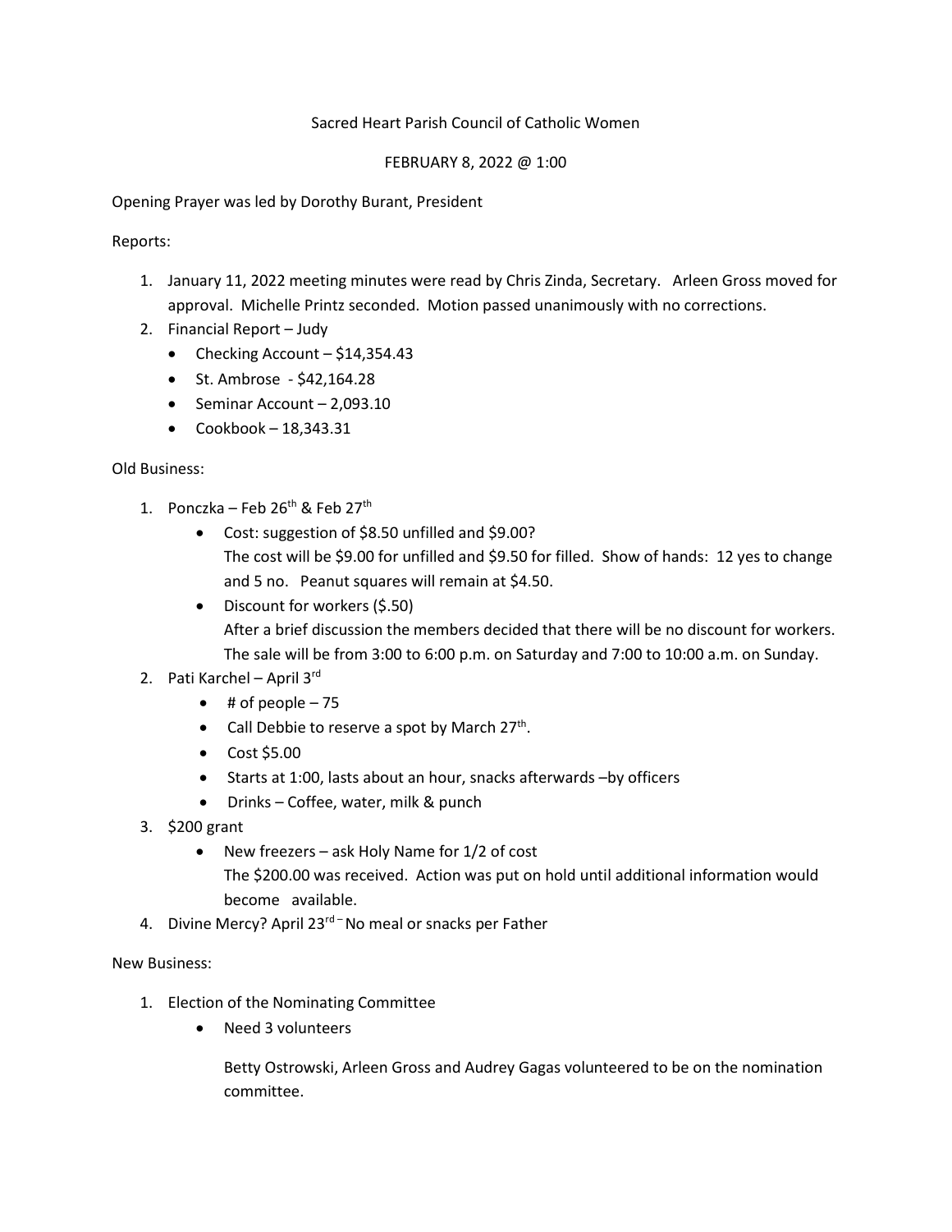Sacred Heart Parish Council of Catholic Women

FEBRUARY 8, 2022 @ 1:00

Opening Prayer was led by Dorothy Burant, President

Reports:

1. January 11, 2022 meeting minutes were read by Chris Zinda, Secretary. Arleen Gross moved for approval. Michelle Printz seconded. Motion passed unanimously with no corrections.
2. Financial Report – Judy
   - Checking Account – $14,354.43
   - St. Ambrose - $42,164.28
   - Seminar Account – 2,093.10
   - Cookbook – 18,343.31

Old Business:

1. Ponczka – Feb 26th & Feb 27th
   - Cost: suggestion of $8.50 unfilled and $9.00?
     The cost will be $9.00 for unfilled and $9.50 for filled. Show of hands: 12 yes to change and 5 no. Peanut squares will remain at $4.50.
   - Discount for workers ($.50)
     After a brief discussion the members decided that there will be no discount for workers. The sale will be from 3:00 to 6:00 p.m. on Saturday and 7:00 to 10:00 a.m. on Sunday.
2. Pati Karchel – April 3rd
   - # of people – 75
   - Call Debbie to reserve a spot by March 27th.
   - Cost $5.00
   - Starts at 1:00, lasts about an hour, snacks afterwards –by officers
   - Drinks – Coffee, water, milk & punch
3. $200 grant
   - New freezers – ask Holy Name for 1/2 of cost
     The $200.00 was received. Action was put on hold until additional information would become available.
4. Divine Mercy? April 23rd – No meal or snacks per Father

New Business:

1. Election of the Nominating Committee
   - Need 3 volunteers

     Betty Ostrowski, Arleen Gross and Audrey Gagas volunteered to be on the nomination committee.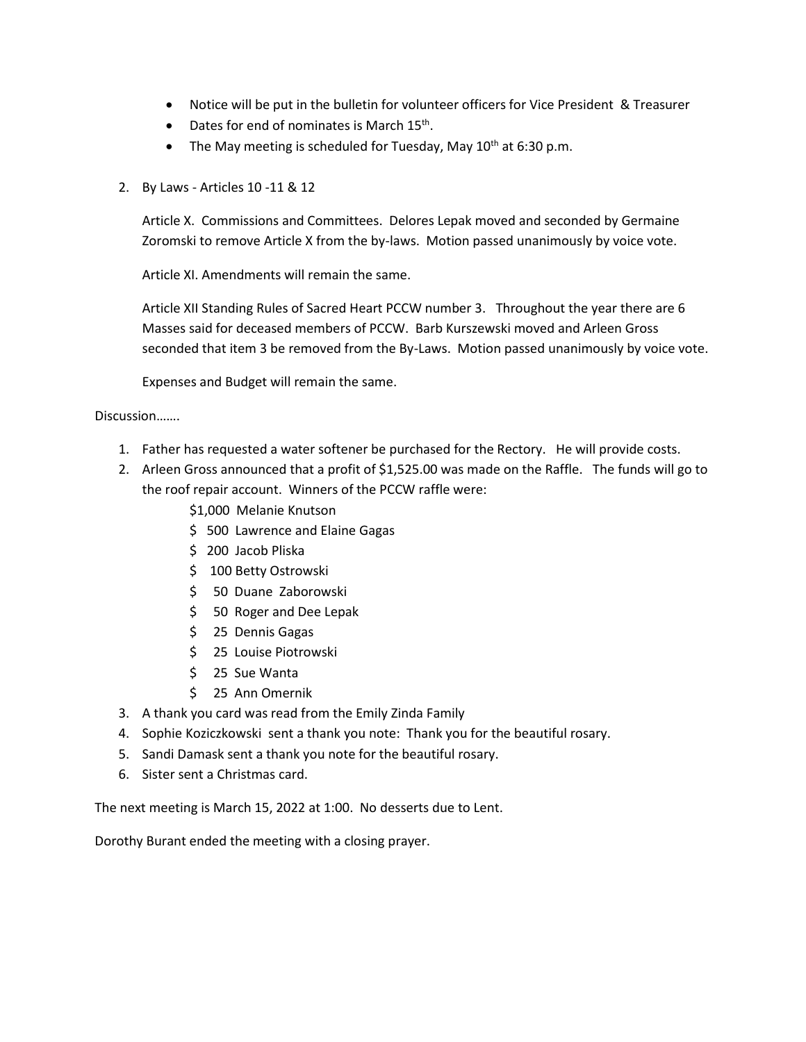- Notice will be put in the bulletin for volunteer officers for Vice President & Treasurer
- Dates for end of nominates is March 15th.
- The May meeting is scheduled for Tuesday, May 10th at 6:30 p.m.

2. By Laws - Articles 10 -11 & 12

   Article X. Commissions and Committees. Delores Lepak moved and seconded by Germaine Zoromski to remove Article X from the by-laws. Motion passed unanimously by voice vote.

   Article XI. Amendments will remain the same.

   Article XII Standing Rules of Sacred Heart PCCW number 3. Throughout the year there are 6 Masses said for deceased members of PCCW. Barb Kurszewski moved and Arleen Gross seconded that item 3 be removed from the By-Laws. Motion passed unanimously by voice vote.

   Expenses and Budget will remain the same.

Discussion…….

1. Father has requested a water softener be purchased for the Rectory. He will provide costs.
2. Arleen Gross announced that a profit of $1,525.00 was made on the Raffle. The funds will go to the roof repair account. Winners of the PCCW raffle were:
   - $1,000 Melanie Knutson
   - $ 500 Lawrence and Elaine Gagas
   - $ 200 Jacob Pliska
   - $ 100 Betty Ostrowski
   - $ 50 Duane Zaborowski
   - $ 50 Roger and Dee Lepak
   - $ 25 Dennis Gagas
   - $ 25 Louise Piotrowski
   - $ 25 Sue Wanta
   - $ 25 Ann Omernik
3. A thank you card was read from the Emily Zinda Family
4. Sophie Koziczkowski sent a thank you note: Thank you for the beautiful rosary.
5. Sandi Damask sent a thank you note for the beautiful rosary.
6. Sister sent a Christmas card.

The next meeting is March 15, 2022 at 1:00. No desserts due to Lent.

Dorothy Burant ended the meeting with a closing prayer.